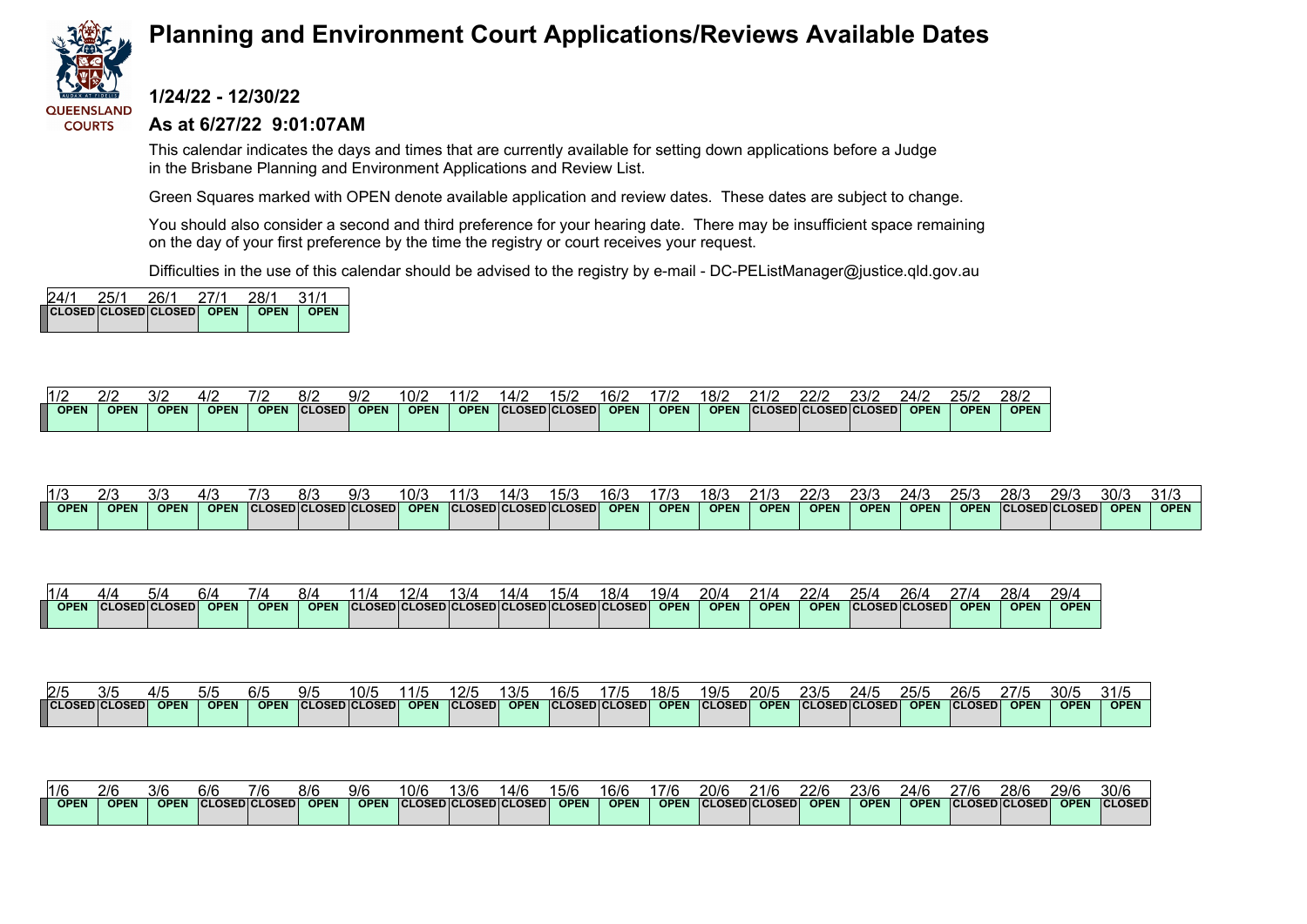# Planning and Environment Court Applications/Reviews Available Dates

QUEENSLAND COURTS

### 1/24/22 - 12/30/22

### As at 6/27/22 9:01:07AM

This calendar indicates the days and times that are currently available for setting down applications before a Judge in the Brisbane Planning and Environment Applications and Review List.

Green Squares marked with OPEN denote available application and review dates. These dates are subject to change.

You should also consider a second and third preference for your hearing date. There may be insufficient space remaining on the day of your first preference by the time the registry or court receives your request.

Difficulties in the use of this calendar should be advised to the registry by e-mail - DC-PEListManager@justice.qld.gov.au

| 24/1 | 25/1 | 26/1 | 27/1 | 28/1 | 31/1 |
|---|---|---|---|---|---|
| CLOSED | CLOSED | CLOSED | OPEN | OPEN | OPEN |

| 1/2 | 2/2 | 3/2 | 4/2 | 7/2 | 8/2 | 9/2 | 10/2 | 11/2 | 14/2 | 15/2 | 16/2 | 17/2 | 18/2 | 21/2 | 22/2 | 23/2 | 24/2 | 25/2 | 28/2 |
|---|---|---|---|---|---|---|---|---|---|---|---|---|---|---|---|---|---|---|---|
| OPEN | OPEN | OPEN | OPEN | OPEN | CLOSED | OPEN | OPEN | OPEN | CLOSED | CLOSED | OPEN | OPEN | OPEN | CLOSED | CLOSED | CLOSED | OPEN | OPEN | OPEN |

| 1/3 | 2/3 | 3/3 | 4/3 | 7/3 | 8/3 | 9/3 | 10/3 | 11/3 | 14/3 | 15/3 | 16/3 | 17/3 | 18/3 | 21/3 | 22/3 | 23/3 | 24/3 | 25/3 | 28/3 | 29/3 | 30/3 | 31/3 |
|---|---|---|---|---|---|---|---|---|---|---|---|---|---|---|---|---|---|---|---|---|---|---|
| OPEN | OPEN | OPEN | OPEN | CLOSED | CLOSED | CLOSED | OPEN | CLOSED | CLOSED | CLOSED | OPEN | OPEN | OPEN | OPEN | OPEN | OPEN | OPEN | OPEN | CLOSED | CLOSED | OPEN | OPEN |

| 1/4 | 4/4 | 5/4 | 6/4 | 7/4 | 8/4 | 11/4 | 12/4 | 13/4 | 14/4 | 15/4 | 18/4 | 19/4 | 20/4 | 21/4 | 22/4 | 25/4 | 26/4 | 27/4 | 28/4 | 29/4 |
|---|---|---|---|---|---|---|---|---|---|---|---|---|---|---|---|---|---|---|---|---|
| OPEN | CLOSED | CLOSED | OPEN | OPEN | OPEN | CLOSED | CLOSED | CLOSED | CLOSED | CLOSED | CLOSED | OPEN | OPEN | OPEN | OPEN | CLOSED | CLOSED | OPEN | OPEN | OPEN |

| 2/5 | 3/5 | 4/5 | 5/5 | 6/5 | 9/5 | 10/5 | 11/5 | 12/5 | 13/5 | 16/5 | 17/5 | 18/5 | 19/5 | 20/5 | 23/5 | 24/5 | 25/5 | 26/5 | 27/5 | 30/5 | 31/5 |
|---|---|---|---|---|---|---|---|---|---|---|---|---|---|---|---|---|---|---|---|---|---|
| CLOSED | CLOSED | OPEN | OPEN | OPEN | CLOSED | CLOSED | OPEN | CLOSED | OPEN | CLOSED | CLOSED | OPEN | CLOSED | OPEN | CLOSED | CLOSED | OPEN | CLOSED | OPEN | OPEN | OPEN |

| 1/6 | 2/6 | 3/6 | 6/6 | 7/6 | 8/6 | 9/6 | 10/6 | 13/6 | 14/6 | 15/6 | 16/6 | 17/6 | 20/6 | 21/6 | 22/6 | 23/6 | 24/6 | 27/6 | 28/6 | 29/6 | 30/6 |
|---|---|---|---|---|---|---|---|---|---|---|---|---|---|---|---|---|---|---|---|---|---|
| OPEN | OPEN | OPEN | CLOSED | CLOSED | OPEN | OPEN | CLOSED | CLOSED | CLOSED | OPEN | OPEN | OPEN | CLOSED | CLOSED | OPEN | OPEN | OPEN | CLOSED | CLOSED | OPEN | CLOSED |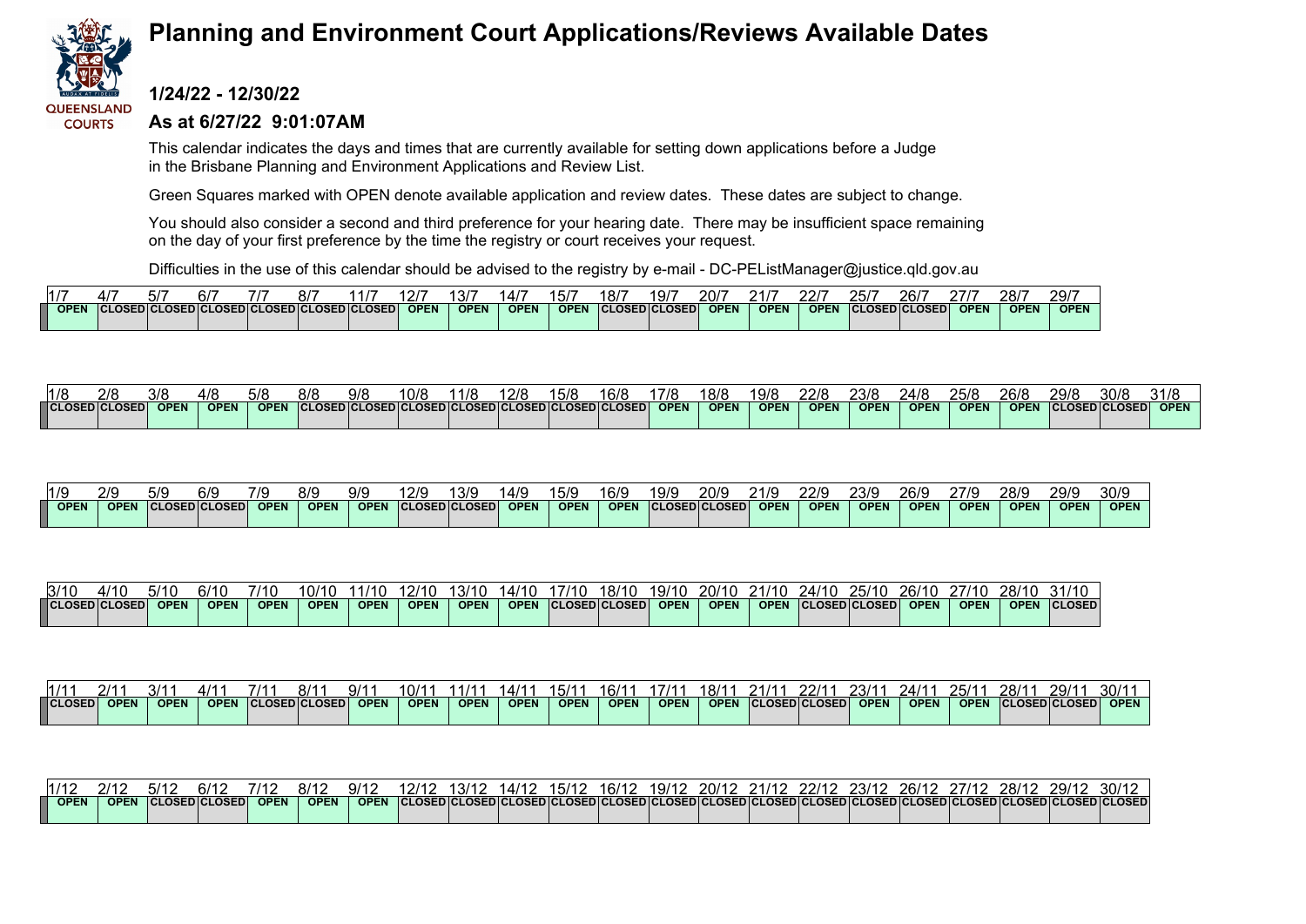# Planning and Environment Court Applications/Reviews Available Dates

**1/24/22 - 12/30/22**

**As at 6/27/22 9:01:07AM**

This calendar indicates the days and times that are currently available for setting down applications before a Judge in the Brisbane Planning and Environment Applications and Review List.

Green Squares marked with OPEN denote available application and review dates. These dates are subject to change.

You should also consider a second and third preference for your hearing date. There may be insufficient space remaining on the day of your first preference by the time the registry or court receives your request.

Difficulties in the use of this calendar should be advised to the registry by e-mail - DC-PEListManager@justice.qld.gov.au

| 1/7 | 4/7 | 5/7 | 6/7 | 7/7 | 8/7 | 11/7 | 12/7 | 13/7 | 14/7 | 15/7 | 18/7 | 19/7 | 20/7 | 21/7 | 22/7 | 25/7 | 26/7 | 27/7 | 28/7 | 29/7 |
|---|---|---|---|---|---|---|---|---|---|---|---|---|---|---|---|---|---|---|---|---|
| OPEN | CLOSED | CLOSED | CLOSED | CLOSED | CLOSED | CLOSED | OPEN | OPEN | OPEN | OPEN | CLOSED | CLOSED | OPEN | OPEN | OPEN | CLOSED | CLOSED | OPEN | OPEN | OPEN |

| 1/8 | 2/8 | 3/8 | 4/8 | 5/8 | 8/8 | 9/8 | 10/8 | 11/8 | 12/8 | 15/8 | 16/8 | 17/8 | 18/8 | 19/8 | 22/8 | 23/8 | 24/8 | 25/8 | 26/8 | 29/8 | 30/8 | 31/8 |
|---|---|---|---|---|---|---|---|---|---|---|---|---|---|---|---|---|---|---|---|---|---|---|
| CLOSED | CLOSED | OPEN | OPEN | OPEN | CLOSED | CLOSED | CLOSED | CLOSED | CLOSED | CLOSED | CLOSED | OPEN | OPEN | OPEN | OPEN | OPEN | OPEN | OPEN | OPEN | CLOSED | CLOSED | OPEN |

| 1/9 | 2/9 | 5/9 | 6/9 | 7/9 | 8/9 | 9/9 | 12/9 | 13/9 | 14/9 | 15/9 | 16/9 | 19/9 | 20/9 | 21/9 | 22/9 | 23/9 | 26/9 | 27/9 | 28/9 | 29/9 | 30/9 |
|---|---|---|---|---|---|---|---|---|---|---|---|---|---|---|---|---|---|---|---|---|---|
| OPEN | OPEN | CLOSED | CLOSED | OPEN | OPEN | OPEN | CLOSED | CLOSED | OPEN | OPEN | OPEN | CLOSED | CLOSED | OPEN | OPEN | OPEN | OPEN | OPEN | OPEN | OPEN | OPEN |

| 3/10 | 4/10 | 5/10 | 6/10 | 7/10 | 10/10 | 11/10 | 12/10 | 13/10 | 14/10 | 17/10 | 18/10 | 19/10 | 20/10 | 21/10 | 24/10 | 25/10 | 26/10 | 27/10 | 28/10 | 31/10 |
|---|---|---|---|---|---|---|---|---|---|---|---|---|---|---|---|---|---|---|---|---|
| CLOSED | CLOSED | OPEN | OPEN | OPEN | OPEN | OPEN | OPEN | OPEN | OPEN | CLOSED | CLOSED | OPEN | OPEN | OPEN | CLOSED | CLOSED | OPEN | OPEN | OPEN | CLOSED |

| 1/11 | 2/11 | 3/11 | 4/11 | 7/11 | 8/11 | 9/11 | 10/11 | 11/11 | 14/11 | 15/11 | 16/11 | 17/11 | 18/11 | 21/11 | 22/11 | 23/11 | 24/11 | 25/11 | 28/11 | 29/11 | 30/11 |
|---|---|---|---|---|---|---|---|---|---|---|---|---|---|---|---|---|---|---|---|---|---|
| CLOSED | OPEN | OPEN | OPEN | CLOSED | CLOSED | OPEN | OPEN | OPEN | OPEN | OPEN | OPEN | OPEN | OPEN | CLOSED | CLOSED | OPEN | OPEN | OPEN | CLOSED | CLOSED | OPEN |

| 1/12 | 2/12 | 5/12 | 6/12 | 7/12 | 8/12 | 9/12 | 12/12 | 13/12 | 14/12 | 15/12 | 16/12 | 19/12 | 20/12 | 21/12 | 22/12 | 23/12 | 26/12 | 27/12 | 28/12 | 29/12 | 30/12 |
|---|---|---|---|---|---|---|---|---|---|---|---|---|---|---|---|---|---|---|---|---|---|
| OPEN | OPEN | CLOSED | CLOSED | OPEN | OPEN | OPEN | CLOSED | CLOSED | CLOSED | CLOSED | CLOSED | CLOSED | CLOSED | CLOSED | CLOSED | CLOSED | CLOSED | CLOSED | CLOSED | CLOSED | CLOSED |